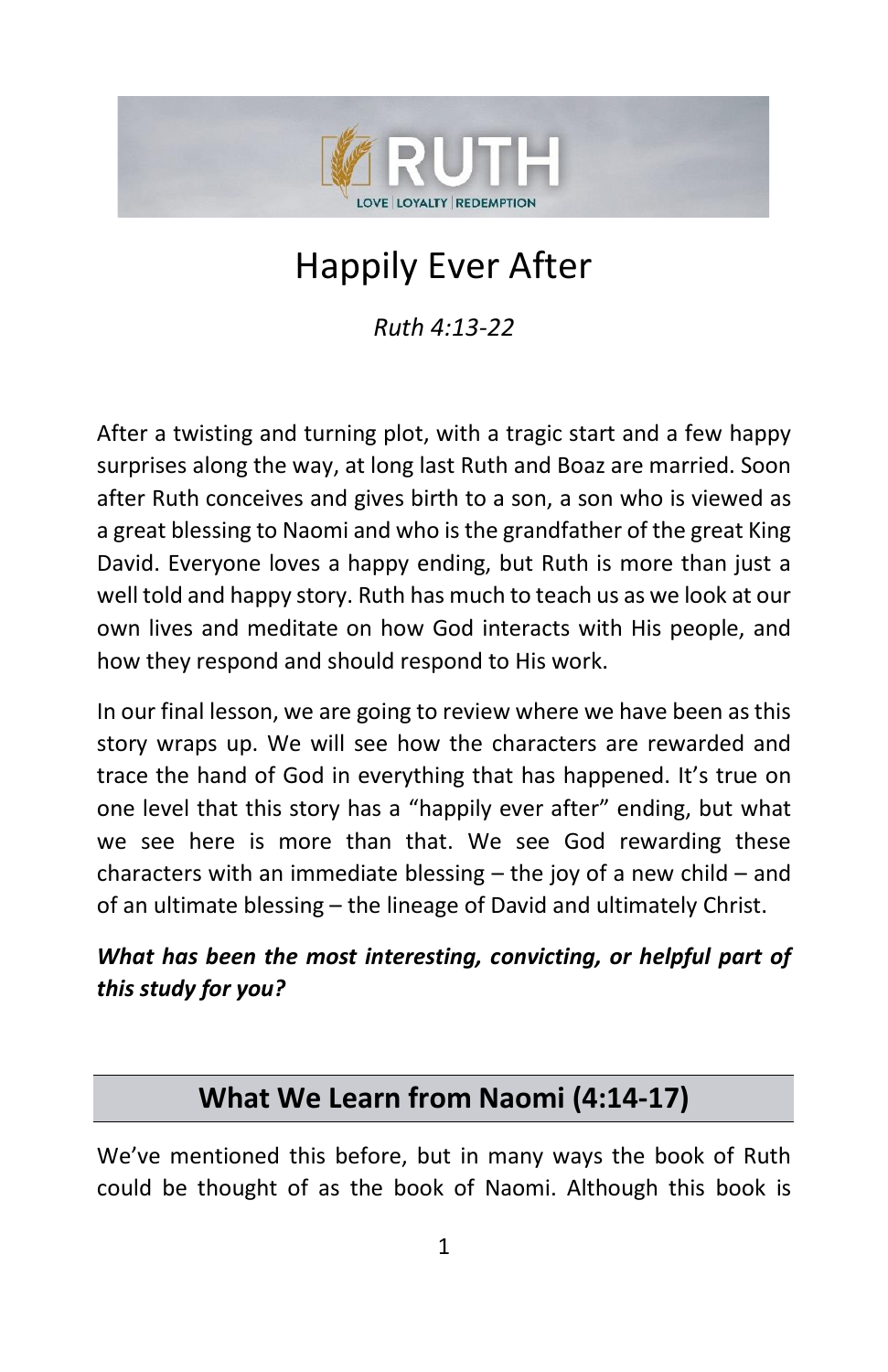# Happily Ever After

*Ruth 4:13-22*

After a twisting and turning plot, with a tragic start and a few happy surprises along the way, at long last Ruth and Boaz are married. Soon after Ruth conceives and gives birth to a son, a son who is viewed as a great blessing to Naomi and who is the grandfather of the great King David. Everyone loves a happy ending, but Ruth is more than just a well told and happy story. Ruth has much to teach us as we look at our own lives and meditate on how God interacts with His people, and how they respond and should respond to His work.

In our final lesson, we are going to review where we have been as this story wraps up. We will see how the characters are rewarded and trace the hand of God in everything that has happened. It's true on one level that this story has a "happily ever after" ending, but what we see here is more than that. We see God rewarding these characters with an immediate blessing – the joy of a new child – and of an ultimate blessing – the lineage of David and ultimately Christ.

***What has been the most interesting, convicting, or helpful part of this study for you?***

## What We Learn from Naomi (4:14-17)

We've mentioned this before, but in many ways the book of Ruth could be thought of as the book of Naomi. Although this book is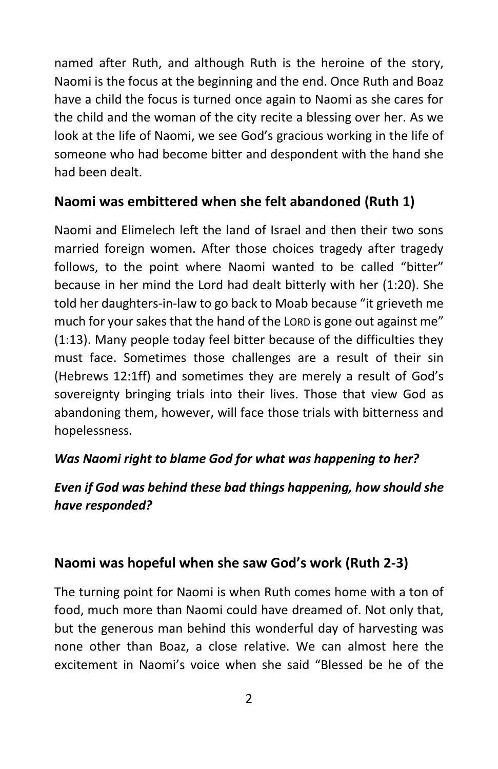named after Ruth, and although Ruth is the heroine of the story, Naomi is the focus at the beginning and the end. Once Ruth and Boaz have a child the focus is turned once again to Naomi as she cares for the child and the woman of the city recite a blessing over her. As we look at the life of Naomi, we see God's gracious working in the life of someone who had become bitter and despondent with the hand she had been dealt.

## Naomi was embittered when she felt abandoned (Ruth 1)

Naomi and Elimelech left the land of Israel and then their two sons married foreign women. After those choices tragedy after tragedy follows, to the point where Naomi wanted to be called "bitter" because in her mind the Lord had dealt bitterly with her (1:20). She told her daughters-in-law to go back to Moab because "it grieveth me much for your sakes that the hand of the LORD is gone out against me" (1:13). Many people today feel bitter because of the difficulties they must face. Sometimes those challenges are a result of their sin (Hebrews 12:1ff) and sometimes they are merely a result of God's sovereignty bringing trials into their lives. Those that view God as abandoning them, however, will face those trials with bitterness and hopelessness.

***Was Naomi right to blame God for what was happening to her?***

***Even if God was behind these bad things happening, how should she have responded?***

## Naomi was hopeful when she saw God's work (Ruth 2-3)

The turning point for Naomi is when Ruth comes home with a ton of food, much more than Naomi could have dreamed of. Not only that, but the generous man behind this wonderful day of harvesting was none other than Boaz, a close relative. We can almost here the excitement in Naomi's voice when she said "Blessed be he of the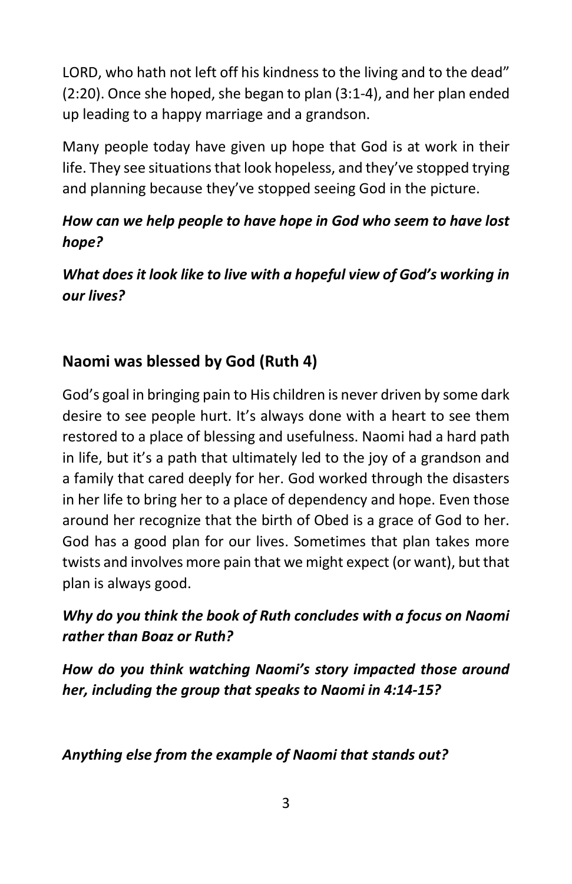LORD, who hath not left off his kindness to the living and to the dead" (2:20). Once she hoped, she began to plan (3:1-4), and her plan ended up leading to a happy marriage and a grandson.

Many people today have given up hope that God is at work in their life. They see situations that look hopeless, and they've stopped trying and planning because they've stopped seeing God in the picture.

***How can we help people to have hope in God who seem to have lost hope?***

***What does it look like to live with a hopeful view of God's working in our lives?***

## Naomi was blessed by God (Ruth 4)

God's goal in bringing pain to His children is never driven by some dark desire to see people hurt. It's always done with a heart to see them restored to a place of blessing and usefulness. Naomi had a hard path in life, but it's a path that ultimately led to the joy of a grandson and a family that cared deeply for her. God worked through the disasters in her life to bring her to a place of dependency and hope. Even those around her recognize that the birth of Obed is a grace of God to her. God has a good plan for our lives. Sometimes that plan takes more twists and involves more pain that we might expect (or want), but that plan is always good.

***Why do you think the book of Ruth concludes with a focus on Naomi rather than Boaz or Ruth?***

***How do you think watching Naomi's story impacted those around her, including the group that speaks to Naomi in 4:14-15?***

***Anything else from the example of Naomi that stands out?***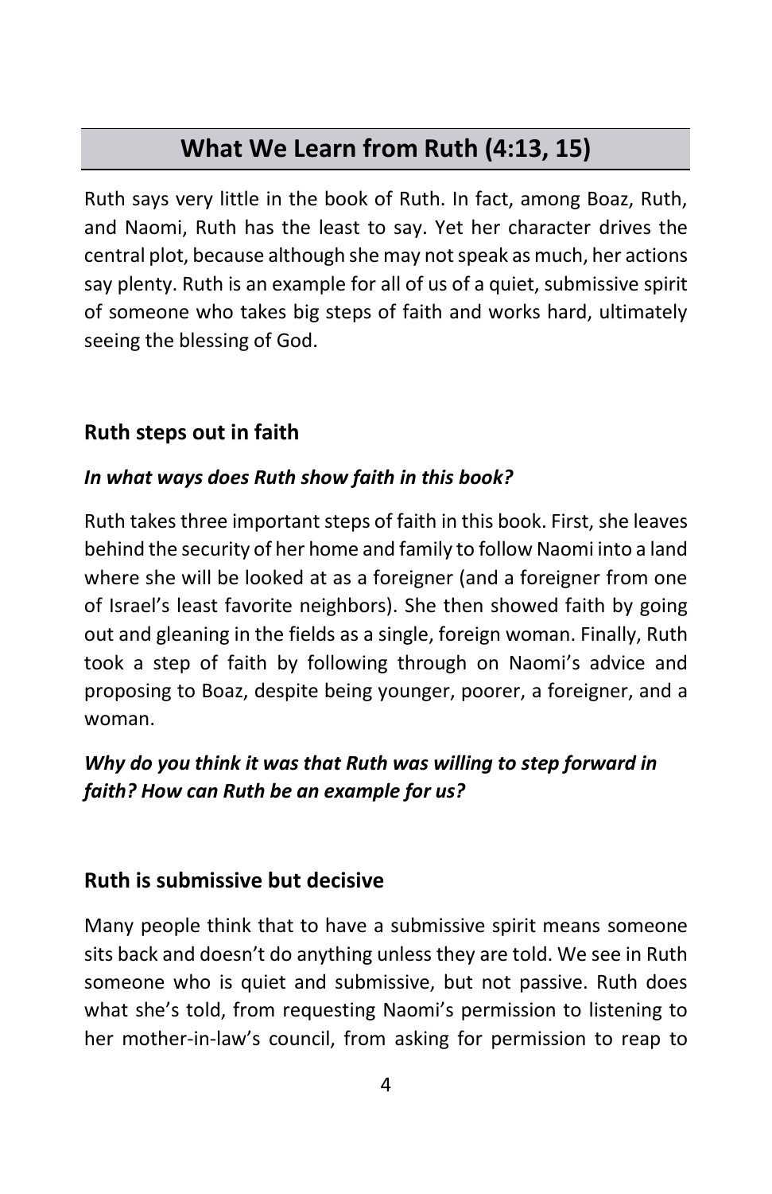## What We Learn from Ruth (4:13, 15)

Ruth says very little in the book of Ruth. In fact, among Boaz, Ruth, and Naomi, Ruth has the least to say. Yet her character drives the central plot, because although she may not speak as much, her actions say plenty. Ruth is an example for all of us of a quiet, submissive spirit of someone who takes big steps of faith and works hard, ultimately seeing the blessing of God.

### Ruth steps out in faith

***In what ways does Ruth show faith in this book?***

Ruth takes three important steps of faith in this book. First, she leaves behind the security of her home and family to follow Naomi into a land where she will be looked at as a foreigner (and a foreigner from one of Israel's least favorite neighbors). She then showed faith by going out and gleaning in the fields as a single, foreign woman. Finally, Ruth took a step of faith by following through on Naomi's advice and proposing to Boaz, despite being younger, poorer, a foreigner, and a woman.

***Why do you think it was that Ruth was willing to step forward in faith? How can Ruth be an example for us?***

### Ruth is submissive but decisive

Many people think that to have a submissive spirit means someone sits back and doesn't do anything unless they are told. We see in Ruth someone who is quiet and submissive, but not passive. Ruth does what she's told, from requesting Naomi's permission to listening to her mother-in-law's council, from asking for permission to reap to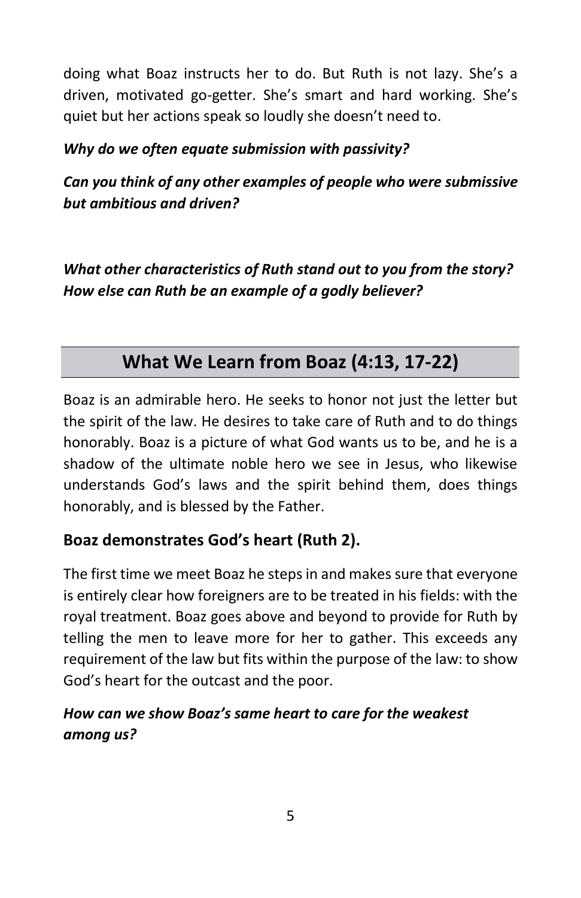doing what Boaz instructs her to do. But Ruth is not lazy. She's a driven, motivated go-getter. She's smart and hard working. She's quiet but her actions speak so loudly she doesn't need to.

***Why do we often equate submission with passivity?***

***Can you think of any other examples of people who were submissive but ambitious and driven?***

***What other characteristics of Ruth stand out to you from the story? How else can Ruth be an example of a godly believer?***

## What We Learn from Boaz (4:13, 17-22)

Boaz is an admirable hero. He seeks to honor not just the letter but the spirit of the law. He desires to take care of Ruth and to do things honorably. Boaz is a picture of what God wants us to be, and he is a shadow of the ultimate noble hero we see in Jesus, who likewise understands God's laws and the spirit behind them, does things honorably, and is blessed by the Father.

### Boaz demonstrates God's heart (Ruth 2).

The first time we meet Boaz he steps in and makes sure that everyone is entirely clear how foreigners are to be treated in his fields: with the royal treatment. Boaz goes above and beyond to provide for Ruth by telling the men to leave more for her to gather. This exceeds any requirement of the law but fits within the purpose of the law: to show God's heart for the outcast and the poor.

***How can we show Boaz's same heart to care for the weakest among us?***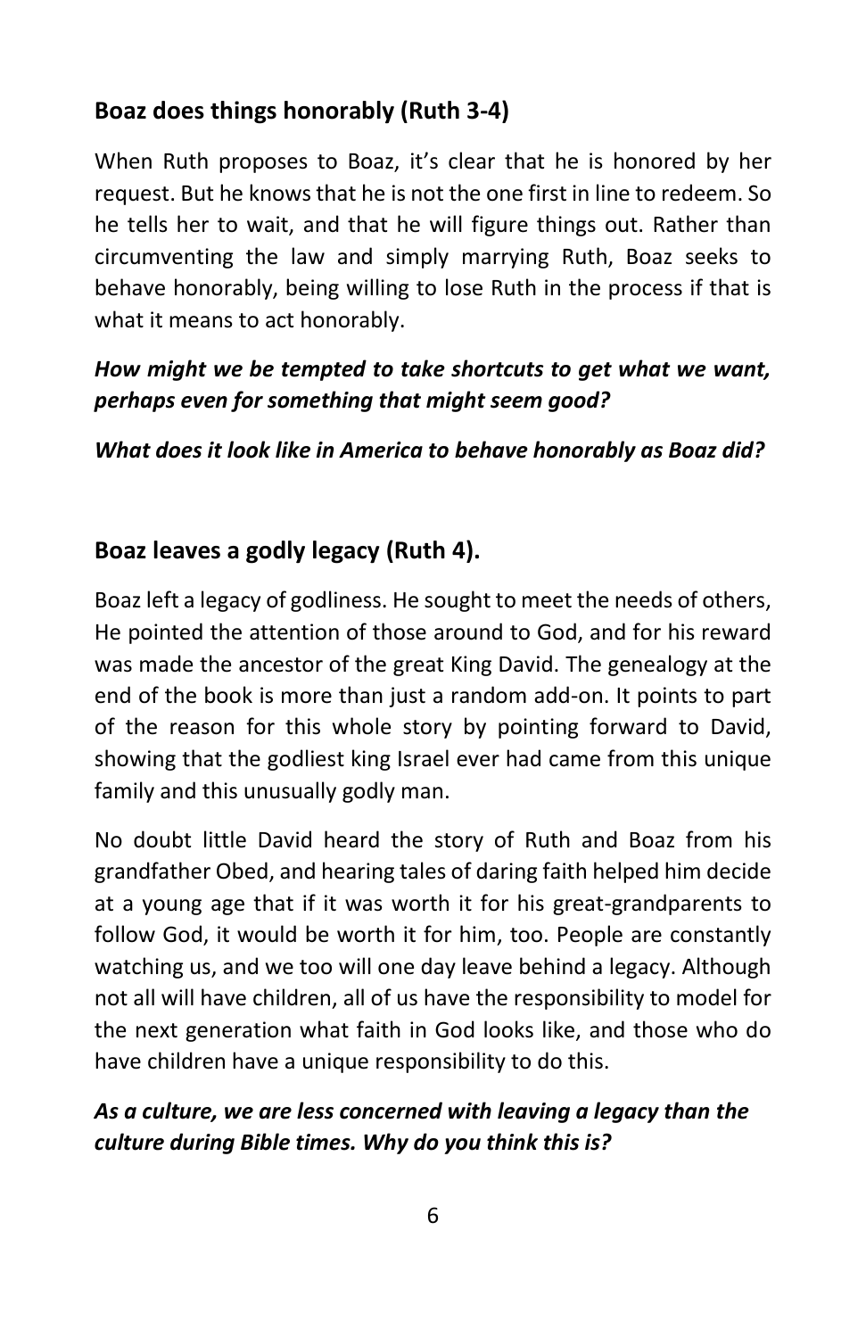## Boaz does things honorably (Ruth 3-4)

When Ruth proposes to Boaz, it's clear that he is honored by her request. But he knows that he is not the one first in line to redeem. So he tells her to wait, and that he will figure things out. Rather than circumventing the law and simply marrying Ruth, Boaz seeks to behave honorably, being willing to lose Ruth in the process if that is what it means to act honorably.

***How might we be tempted to take shortcuts to get what we want, perhaps even for something that might seem good?***

***What does it look like in America to behave honorably as Boaz did?***

## Boaz leaves a godly legacy (Ruth 4).

Boaz left a legacy of godliness. He sought to meet the needs of others, He pointed the attention of those around to God, and for his reward was made the ancestor of the great King David. The genealogy at the end of the book is more than just a random add-on. It points to part of the reason for this whole story by pointing forward to David, showing that the godliest king Israel ever had came from this unique family and this unusually godly man.

No doubt little David heard the story of Ruth and Boaz from his grandfather Obed, and hearing tales of daring faith helped him decide at a young age that if it was worth it for his great-grandparents to follow God, it would be worth it for him, too. People are constantly watching us, and we too will one day leave behind a legacy. Although not all will have children, all of us have the responsibility to model for the next generation what faith in God looks like, and those who do have children have a unique responsibility to do this.

***As a culture, we are less concerned with leaving a legacy than the culture during Bible times. Why do you think this is?***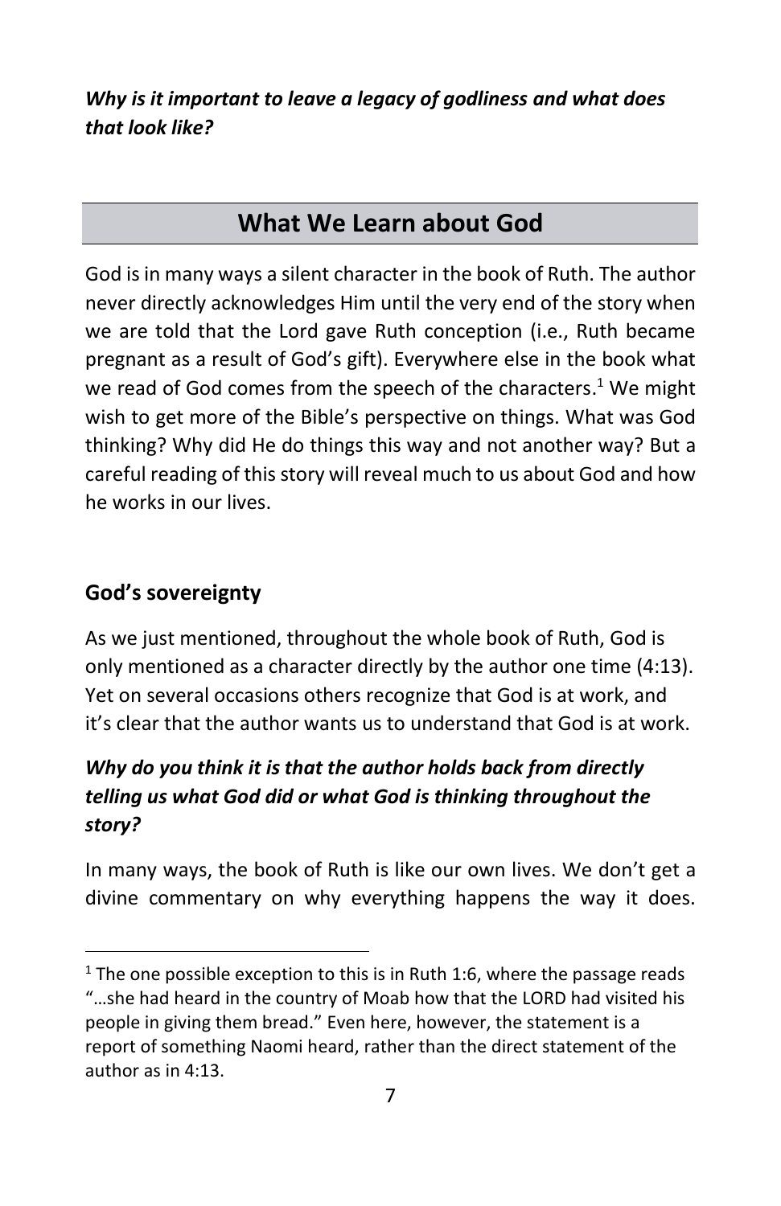***Why is it important to leave a legacy of godliness and what does that look like?***

## What We Learn about God

God is in many ways a silent character in the book of Ruth. The author never directly acknowledges Him until the very end of the story when we are told that the Lord gave Ruth conception (i.e., Ruth became pregnant as a result of God's gift). Everywhere else in the book what we read of God comes from the speech of the characters.[1] We might wish to get more of the Bible's perspective on things. What was God thinking? Why did He do things this way and not another way? But a careful reading of this story will reveal much to us about God and how he works in our lives.

### God's sovereignty

As we just mentioned, throughout the whole book of Ruth, God is only mentioned as a character directly by the author one time (4:13). Yet on several occasions others recognize that God is at work, and it's clear that the author wants us to understand that God is at work.

***Why do you think it is that the author holds back from directly telling us what God did or what God is thinking throughout the story?***

In many ways, the book of Ruth is like our own lives. We don't get a divine commentary on why everything happens the way it does.

[1] The one possible exception to this is in Ruth 1:6, where the passage reads "…she had heard in the country of Moab how that the LORD had visited his people in giving them bread." Even here, however, the statement is a report of something Naomi heard, rather than the direct statement of the author as in 4:13.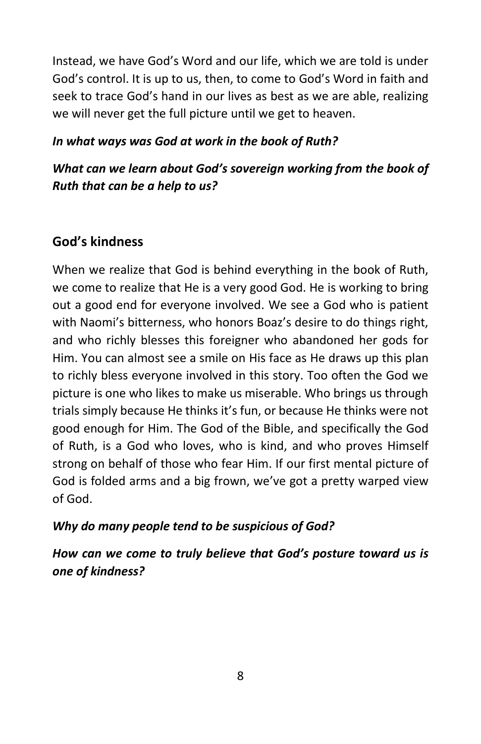Instead, we have God's Word and our life, which we are told is under God's control. It is up to us, then, to come to God's Word in faith and seek to trace God's hand in our lives as best as we are able, realizing we will never get the full picture until we get to heaven.

***In what ways was God at work in the book of Ruth?***

***What can we learn about God's sovereign working from the book of Ruth that can be a help to us?***

## God's kindness

When we realize that God is behind everything in the book of Ruth, we come to realize that He is a very good God. He is working to bring out a good end for everyone involved. We see a God who is patient with Naomi's bitterness, who honors Boaz's desire to do things right, and who richly blesses this foreigner who abandoned her gods for Him. You can almost see a smile on His face as He draws up this plan to richly bless everyone involved in this story. Too often the God we picture is one who likes to make us miserable. Who brings us through trials simply because He thinks it's fun, or because He thinks were not good enough for Him. The God of the Bible, and specifically the God of Ruth, is a God who loves, who is kind, and who proves Himself strong on behalf of those who fear Him. If our first mental picture of God is folded arms and a big frown, we've got a pretty warped view of God.

***Why do many people tend to be suspicious of God?***

***How can we come to truly believe that God's posture toward us is one of kindness?***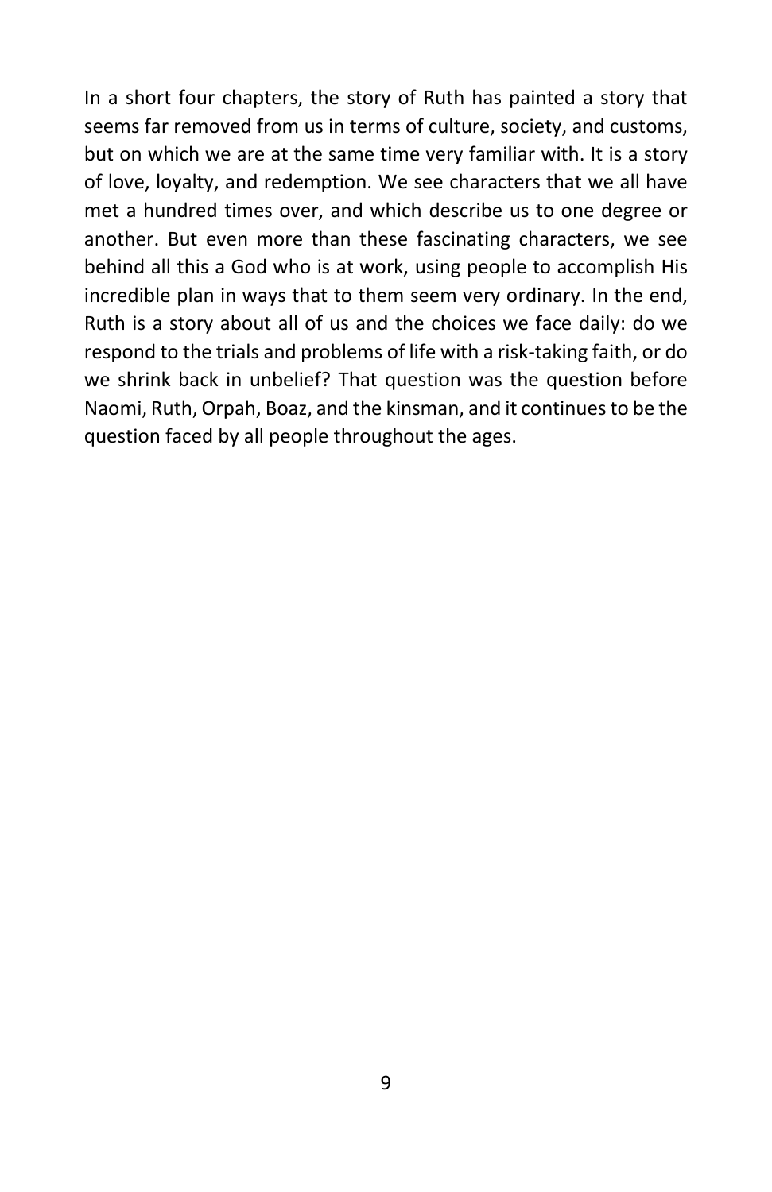In a short four chapters, the story of Ruth has painted a story that seems far removed from us in terms of culture, society, and customs, but on which we are at the same time very familiar with. It is a story of love, loyalty, and redemption. We see characters that we all have met a hundred times over, and which describe us to one degree or another. But even more than these fascinating characters, we see behind all this a God who is at work, using people to accomplish His incredible plan in ways that to them seem very ordinary. In the end, Ruth is a story about all of us and the choices we face daily: do we respond to the trials and problems of life with a risk-taking faith, or do we shrink back in unbelief? That question was the question before Naomi, Ruth, Orpah, Boaz, and the kinsman, and it continues to be the question faced by all people throughout the ages.